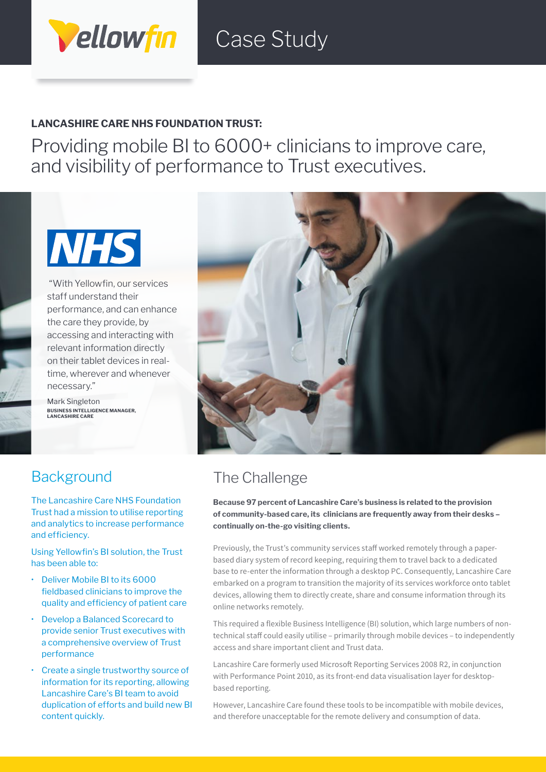Yellowfin

# Case Study

**LANCASHIRE CARE NHS FOUNDATION TRUST:**

## Providing mobile BI to 6000+ clinicians to improve care, and visibility of performance to Trust executives.

NHS

"With Yellowfin, our services staff understand their performance, and can enhance the care they provide, by accessing and interacting with relevant information directly on their tablet devices in real-time, wherever and whenever necessary."

Mark Singleton
**BUSINESS INTELLIGENCE MANAGER, LANCASHIRE CARE**

## Background

The Lancashire Care NHS Foundation Trust had a mission to utilise reporting and analytics to increase performance and efficiency.

Using Yellowfin's BI solution, the Trust has been able to:

- Deliver Mobile BI to its 6000 fieldbased clinicians to improve the quality and efficiency of patient care
- Develop a Balanced Scorecard to provide senior Trust executives with a comprehensive overview of Trust performance
- Create a single trustworthy source of information for its reporting, allowing Lancashire Care's BI team to avoid duplication of efforts and build new BI content quickly.

## The Challenge

**Because 97 percent of Lancashire Care's business is related to the provision of community-based care, its clinicians are frequently away from their desks – continually on-the-go visiting clients.**

Previously, the Trust's community services staff worked remotely through a paper-based diary system of record keeping, requiring them to travel back to a dedicated base to re-enter the information through a desktop PC. Consequently, Lancashire Care embarked on a program to transition the majority of its services workforce onto tablet devices, allowing them to directly create, share and consume information through its online networks remotely.

This required a flexible Business Intelligence (BI) solution, which large numbers of non-technical staff could easily utilise – primarily through mobile devices – to independently access and share important client and Trust data.

Lancashire Care formerly used Microsoft Reporting Services 2008 R2, in conjunction with Performance Point 2010, as its front-end data visualisation layer for desktop-based reporting.

However, Lancashire Care found these tools to be incompatible with mobile devices, and therefore unacceptable for the remote delivery and consumption of data.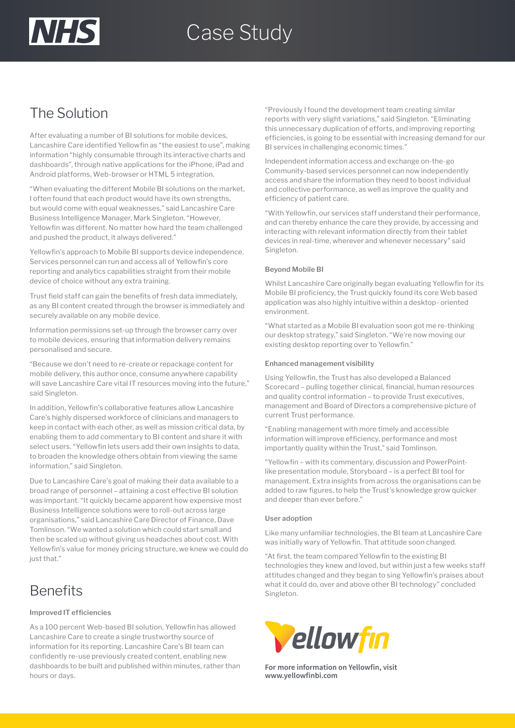# Case Study

## The Solution

After evaluating a number of BI solutions for mobile devices, Lancashire Care identified Yellowfin as "the easiest to use", making information "highly consumable through its interactive charts and dashboards", through native applications for the iPhone, iPad and Android platforms, Web-browser or HTML 5 integration.

"When evaluating the different Mobile BI solutions on the market, I often found that each product would have its own strengths, but would come with equal weaknesses," said Lancashire Care Business Intelligence Manager, Mark Singleton. "However, Yellowfin was different. No matter how hard the team challenged and pushed the product, it always delivered."

Yellowfin's approach to Mobile BI supports device independence. Services personnel can run and access all of Yellowfin's core reporting and analytics capabilities straight from their mobile device of choice without any extra training.

Trust field staff can gain the benefits of fresh data immediately, as any BI content created through the browser is immediately and securely available on any mobile device.

Information permissions set-up through the browser carry over to mobile devices, ensuring that information delivery remains personalised and secure.

"Because we don't need to re-create or repackage content for mobile delivery, this author once, consume anywhere capability will save Lancashire Care vital IT resources moving into the future," said Singleton.

In addition, Yellowfin's collaborative features allow Lancashire Care's highly dispersed workforce of clinicians and managers to keep in contact with each other, as well as mission critical data, by enabling them to add commentary to BI content and share it with select users. "Yellowfin lets users add their own insights to data, to broaden the knowledge others obtain from viewing the same information," said Singleton.

Due to Lancashire Care's goal of making their data available to a broad range of personnel – attaining a cost effective BI solution was important. "It quickly became apparent how expensive most Business Intelligence solutions were to roll-out across large organisations," said Lancashire Care Director of Finance, Dave Tomlinson. "We wanted a solution which could start small and then be scaled up without giving us headaches about cost. With Yellowfin's value for money pricing structure, we knew we could do just that."

## Benefits

### Improved IT efficiencies

As a 100 percent Web-based BI solution, Yellowfin has allowed Lancashire Care to create a single trustworthy source of information for its reporting. Lancashire Care's BI team can confidently re-use previously created content, enabling new dashboards to be built and published within minutes, rather than hours or days.

"Previously I found the development team creating similar reports with very slight variations," said Singleton. "Eliminating this unnecessary duplication of efforts, and improving reporting efficiencies, is going to be essential with increasing demand for our BI services in challenging economic times."

Independent information access and exchange on-the-go Community-based services personnel can now independently access and share the information they need to boost individual and collective performance, as well as improve the quality and efficiency of patient care.

"With Yellowfin, our services staff understand their performance, and can thereby enhance the care they provide, by accessing and interacting with relevant information directly from their tablet devices in real-time, wherever and whenever necessary" said Singleton.

### Beyond Mobile BI

Whilst Lancashire Care originally began evaluating Yellowfin for its Mobile BI proficiency, the Trust quickly found its core Web based application was also highly intuitive within a desktop- oriented environment.

"What started as a Mobile BI evaluation soon got me re-thinking our desktop strategy," said Singleton. "We're now moving our existing desktop reporting over to Yellowfin."

### Enhanced management visibility

Using Yellowfin, the Trust has also developed a Balanced Scorecard – pulling together clinical, financial, human resources and quality control information – to provide Trust executives, management and Board of Directors a comprehensive picture of current Trust performance.

"Enabling management with more timely and accessible information will improve efficiency, performance and most importantly quality within the Trust," said Tomlinson.

"Yellowfin – with its commentary, discussion and PowerPoint-like presentation module, Storyboard – is a perfect BI tool for management. Extra insights from across the organisations can be added to raw figures, to help the Trust's knowledge grow quicker and deeper than ever before."

### User adoption

Like many unfamiliar technologies, the BI team at Lancashire Care was initially wary of Yellowfin. That attitude soon changed.

"At first, the team compared Yellowfin to the existing BI technologies they knew and loved, but within just a few weeks staff attitudes changed and they began to sing Yellowfin's praises about what it could do, over and above other BI technology" concluded Singleton.

**For more information on Yellowfin, visit www.yellowfinbi.com**